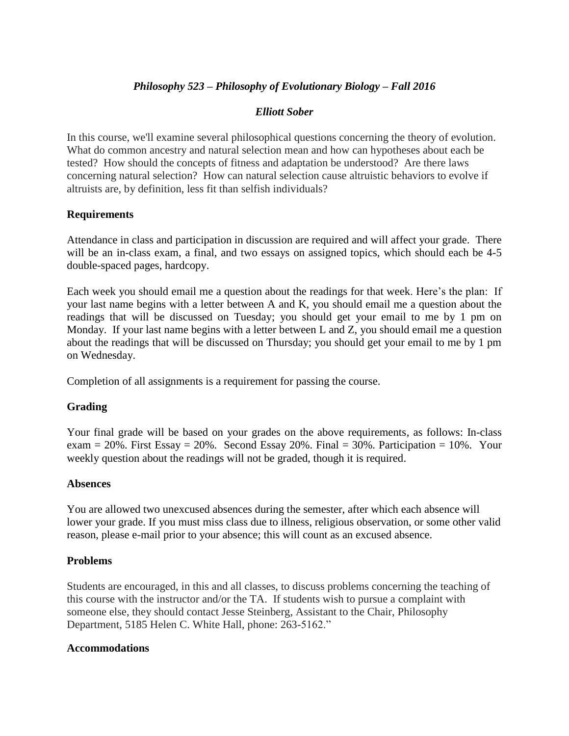# *Philosophy 523 – Philosophy of Evolutionary Biology – Fall 2016*

### *Elliott Sober*

In this course, we'll examine several philosophical questions concerning the theory of evolution. What do common ancestry and natural selection mean and how can hypotheses about each be tested? How should the concepts of fitness and adaptation be understood? Are there laws concerning natural selection? How can natural selection cause altruistic behaviors to evolve if altruists are, by definition, less fit than selfish individuals?

## Requirements

Attendance in class and participation in discussion are required and will affect your grade. There will be an in-class exam, a final, and two essays on assigned topics, which should each be 4-5 double-spaced pages, hardcopy.

Each week you should email me a question about the readings for that week. Here's the plan: If your last name begins with a letter between A and K, you should email me a question about the readings that will be discussed on Tuesday; you should get your email to me by 1 pm on Monday. If your last name begins with a letter between L and Z, you should email me a question about the readings that will be discussed on Thursday; you should get your email to me by 1 pm on Wednesday.

Completion of all assignments is a requirement for passing the course.

## Grading

Your final grade will be based on your grades on the above requirements, as follows: In-class exam = 20%. First Essay = 20%. Second Essay 20%. Final = 30%. Participation = 10%. Your weekly question about the readings will not be graded, though it is required.

## Absences

You are allowed two unexcused absences during the semester, after which each absence will lower your grade. If you must miss class due to illness, religious observation, or some other valid reason, please e-mail prior to your absence; this will count as an excused absence.

## Problems

Students are encouraged, in this and all classes, to discuss problems concerning the teaching of this course with the instructor and/or the TA. If students wish to pursue a complaint with someone else, they should contact Jesse Steinberg, Assistant to the Chair, Philosophy Department, 5185 Helen C. White Hall, phone: 263-5162."

## Accommodations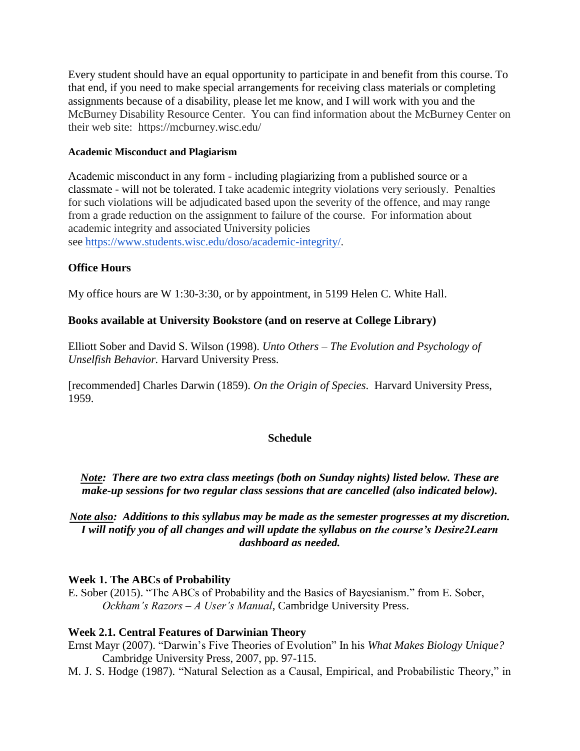Every student should have an equal opportunity to participate in and benefit from this course. To that end, if you need to make special arrangements for receiving class materials or completing assignments because of a disability, please let me know, and I will work with you and the McBurney Disability Resource Center. You can find information about the McBurney Center on their web site: https://mcburney.wisc.edu/

#### Academic Misconduct and Plagiarism

Academic misconduct in any form - including plagiarizing from a published source or a classmate - will not be tolerated. I take academic integrity violations very seriously. Penalties for such violations will be adjudicated based upon the severity of the offence, and may range from a grade reduction on the assignment to failure of the course. For information about academic integrity and associated University policies see [https://www.students.wisc.edu/doso/academic-integrity/](https://www.students.wisc.edu/doso/academic-integrity/).

### Office Hours

My office hours are W 1:30-3:30, or by appointment, in 5199 Helen C. White Hall.

### Books available at University Bookstore (and on reserve at College Library)

Elliott Sober and David S. Wilson (1998). *Unto Others – The Evolution and Psychology of Unselfish Behavior.* Harvard University Press.

[recommended] Charles Darwin (1859). *On the Origin of Species*. Harvard University Press, 1959.

## Schedule

***Note*: There are two extra class meetings (both on Sunday nights) listed below. These are make-up sessions for two regular class sessions that are cancelled (also indicated below).**

***Note also*: Additions to this syllabus may be made as the semester progresses at my discretion. I will notify you of all changes and will update the syllabus on the course's Desire2Learn dashboard as needed.**

### Week 1. The ABCs of Probability

E. Sober (2015). "The ABCs of Probability and the Basics of Bayesianism." from E. Sober, *Ockham's Razors – A User's Manual*, Cambridge University Press.

### Week 2.1. Central Features of Darwinian Theory

Ernst Mayr (2007). "Darwin's Five Theories of Evolution" In his *What Makes Biology Unique?* Cambridge University Press, 2007, pp. 97-115.

M. J. S. Hodge (1987). "Natural Selection as a Causal, Empirical, and Probabilistic Theory," in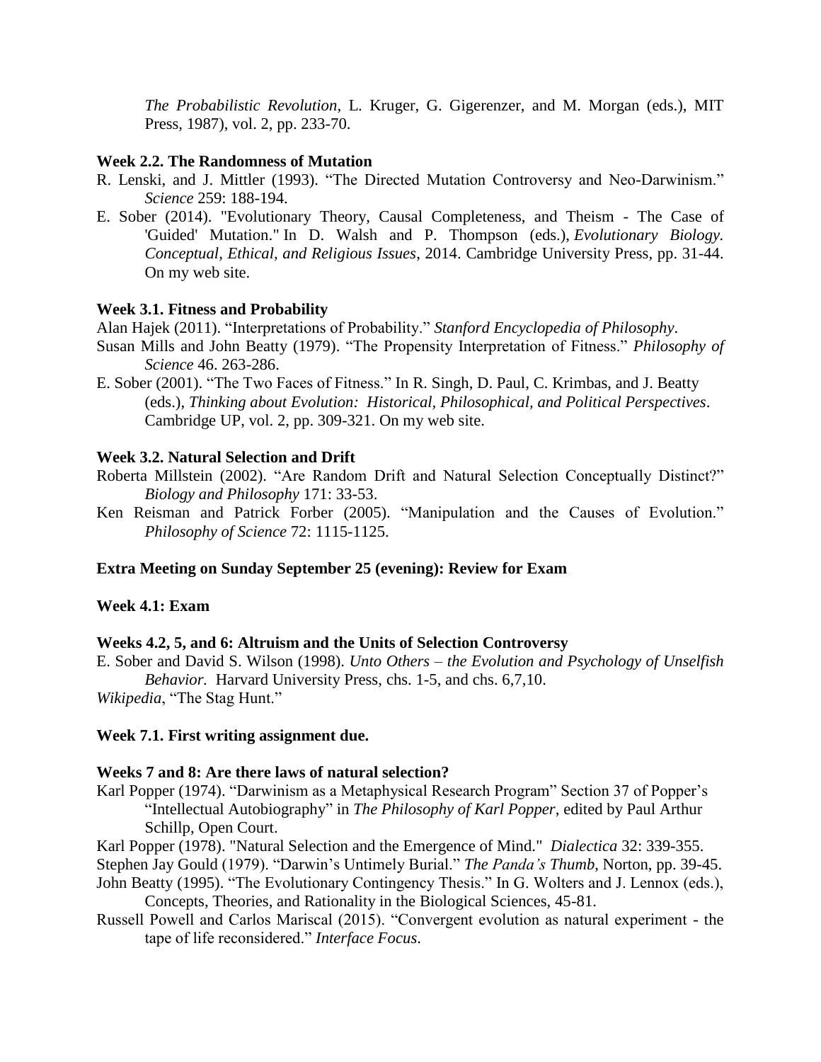*The Probabilistic Revolution*, L. Kruger, G. Gigerenzer, and M. Morgan (eds.), MIT Press, 1987), vol. 2, pp. 233-70.

**Week 2.2. The Randomness of Mutation**

R. Lenski, and J. Mittler (1993). "The Directed Mutation Controversy and Neo-Darwinism." *Science* 259: 188-194.

E. Sober (2014). "Evolutionary Theory, Causal Completeness, and Theism - The Case of 'Guided' Mutation." In D. Walsh and P. Thompson (eds.), *Evolutionary Biology. Conceptual, Ethical, and Religious Issues*, 2014. Cambridge University Press, pp. 31-44. On my web site.

**Week 3.1. Fitness and Probability**

Alan Hajek (2011). "Interpretations of Probability." *Stanford Encyclopedia of Philosophy*.

Susan Mills and John Beatty (1979). "The Propensity Interpretation of Fitness." *Philosophy of Science* 46. 263-286.

E. Sober (2001). "The Two Faces of Fitness." In R. Singh, D. Paul, C. Krimbas, and J. Beatty (eds.), *Thinking about Evolution: Historical, Philosophical, and Political Perspectives*. Cambridge UP, vol. 2, pp. 309-321. On my web site.

**Week 3.2. Natural Selection and Drift**

Roberta Millstein (2002). "Are Random Drift and Natural Selection Conceptually Distinct?" *Biology and Philosophy* 171: 33-53.

Ken Reisman and Patrick Forber (2005). "Manipulation and the Causes of Evolution." *Philosophy of Science* 72: 1115-1125.

**Extra Meeting on Sunday September 25 (evening): Review for Exam**

**Week 4.1: Exam**

**Weeks 4.2, 5, and 6: Altruism and the Units of Selection Controversy**

E. Sober and David S. Wilson (1998). *Unto Others – the Evolution and Psychology of Unselfish Behavior.* Harvard University Press, chs. 1-5, and chs. 6,7,10.

*Wikipedia*, "The Stag Hunt."

**Week 7.1. First writing assignment due.**

**Weeks 7 and 8: Are there laws of natural selection?**

Karl Popper (1974). "Darwinism as a Metaphysical Research Program" Section 37 of Popper's "Intellectual Autobiography" in *The Philosophy of Karl Popper*, edited by Paul Arthur Schillp, Open Court.

Karl Popper (1978). "Natural Selection and the Emergence of Mind." *Dialectica* 32: 339-355.

Stephen Jay Gould (1979). "Darwin's Untimely Burial." *The Panda's Thumb*, Norton, pp. 39-45.

John Beatty (1995). "The Evolutionary Contingency Thesis." In G. Wolters and J. Lennox (eds.), Concepts, Theories, and Rationality in the Biological Sciences, 45-81.

Russell Powell and Carlos Mariscal (2015). "Convergent evolution as natural experiment - the tape of life reconsidered." *Interface Focus*.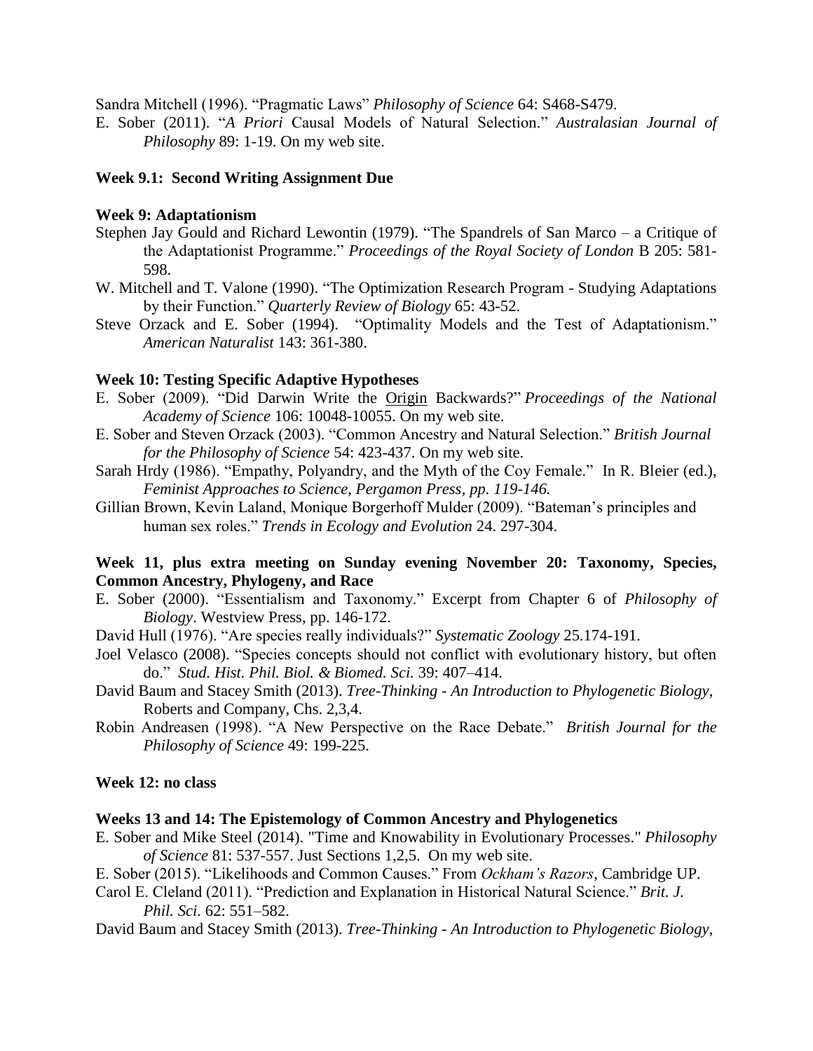Sandra Mitchell (1996). "Pragmatic Laws" *Philosophy of Science* 64: S468-S479.

E. Sober (2011). "*A Priori* Causal Models of Natural Selection." *Australasian Journal of Philosophy* 89: 1-19. On my web site.

**Week 9.1: Second Writing Assignment Due**

**Week 9: Adaptationism**

Stephen Jay Gould and Richard Lewontin (1979). "The Spandrels of San Marco – a Critique of the Adaptationist Programme." *Proceedings of the Royal Society of London* B 205: 581-598.

W. Mitchell and T. Valone (1990). "The Optimization Research Program - Studying Adaptations by their Function." *Quarterly Review of Biology* 65: 43-52.

Steve Orzack and E. Sober (1994). "Optimality Models and the Test of Adaptationism." *American Naturalist* 143: 361-380.

**Week 10: Testing Specific Adaptive Hypotheses**

E. Sober (2009). "Did Darwin Write the <u>Origin</u> Backwards?" *Proceedings of the National Academy of Science* 106: 10048-10055. On my web site.

E. Sober and Steven Orzack (2003). "Common Ancestry and Natural Selection." *British Journal for the Philosophy of Science* 54: 423-437. On my web site.

Sarah Hrdy (1986). "Empathy, Polyandry, and the Myth of the Coy Female." In R. Bleier (ed.), *Feminist Approaches to Science, Pergamon Press, pp. 119-146.*

Gillian Brown, Kevin Laland, Monique Borgerhoff Mulder (2009). "Bateman's principles and human sex roles." *Trends in Ecology and Evolution* 24. 297-304.

**Week 11, plus extra meeting on Sunday evening November 20: Taxonomy, Species, Common Ancestry, Phylogeny, and Race**

E. Sober (2000). "Essentialism and Taxonomy." Excerpt from Chapter 6 of *Philosophy of Biology*. Westview Press, pp. 146-172.

David Hull (1976). "Are species really individuals?" *Systematic Zoology* 25.174-191.

Joel Velasco (2008). "Species concepts should not conflict with evolutionary history, but often do." *Stud. Hist. Phil. Biol. & Biomed. Sci.* 39: 407–414.

David Baum and Stacey Smith (2013). *Tree-Thinking - An Introduction to Phylogenetic Biology*, Roberts and Company, Chs. 2,3,4.

Robin Andreasen (1998). "A New Perspective on the Race Debate." *British Journal for the Philosophy of Science* 49: 199-225.

**Week 12: no class**

**Weeks 13 and 14: The Epistemology of Common Ancestry and Phylogenetics**

E. Sober and Mike Steel (2014). "Time and Knowability in Evolutionary Processes." *Philosophy of Science* 81: 537-557. Just Sections 1,2,5. On my web site.

E. Sober (2015). "Likelihoods and Common Causes." From *Ockham's Razors*, Cambridge UP.

Carol E. Cleland (2011). "Prediction and Explanation in Historical Natural Science." *Brit. J. Phil. Sci.* 62: 551–582.

David Baum and Stacey Smith (2013). *Tree-Thinking - An Introduction to Phylogenetic Biology*,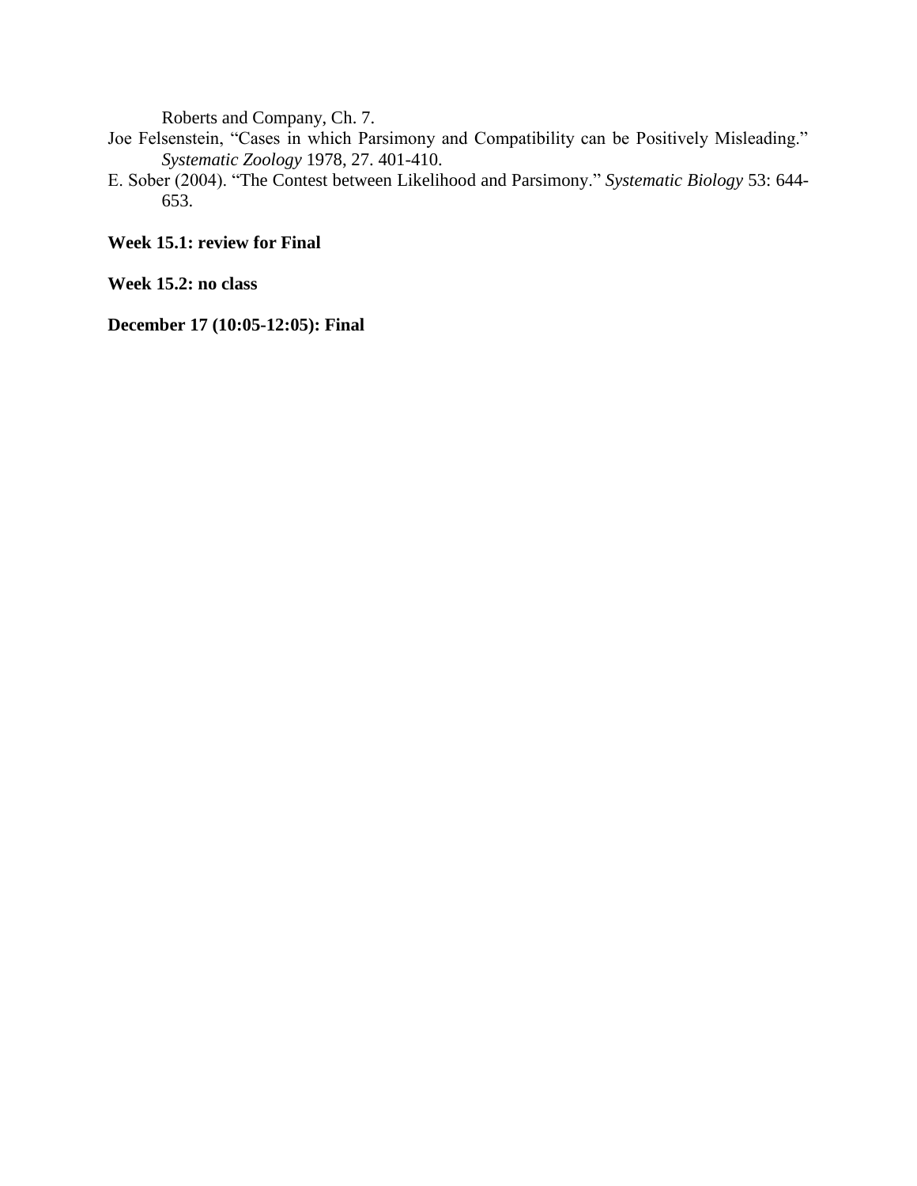Roberts and Company, Ch. 7.

Joe Felsenstein, "Cases in which Parsimony and Compatibility can be Positively Misleading." *Systematic Zoology* 1978, 27. 401-410.

E. Sober (2004). "The Contest between Likelihood and Parsimony." *Systematic Biology* 53: 644-653.

**Week 15.1: review for Final**

**Week 15.2: no class**

**December 17 (10:05-12:05): Final**